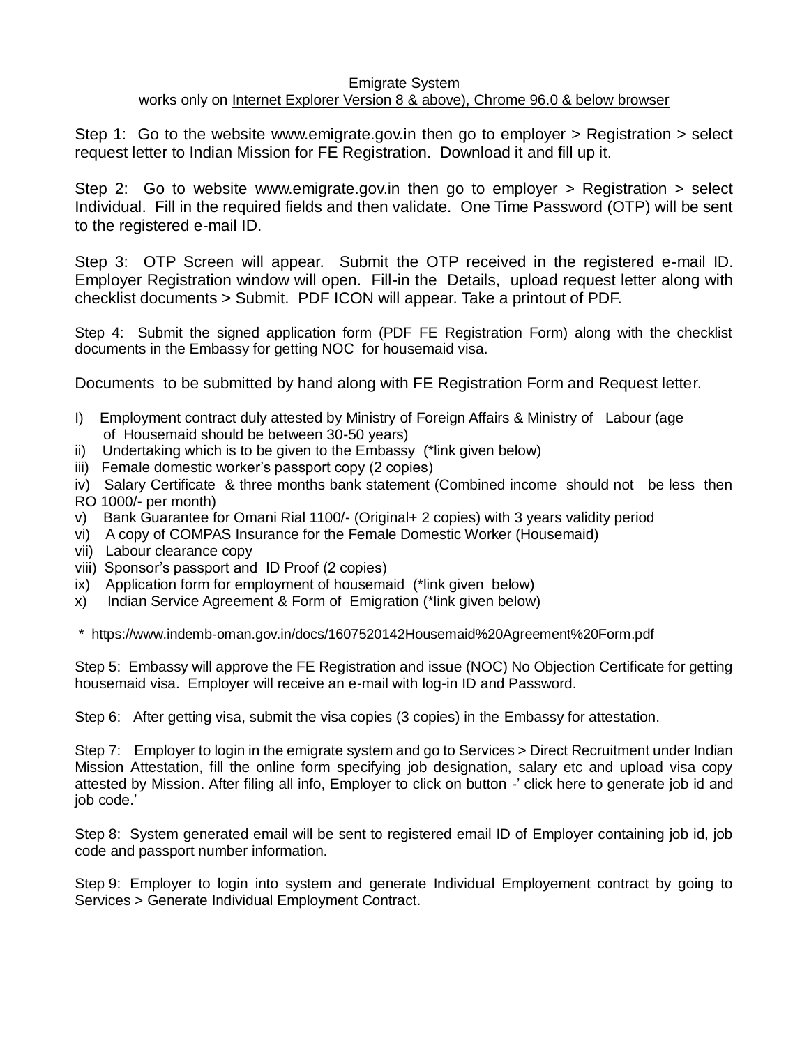Emigrate System

works only on <u>Internet Explorer Version 8 & above), Chrome 96.0 & below browser</u>

Step 1: Go to the website www.emigrate.gov.in then go to employer > Registration > select request letter to Indian Mission for FE Registration. Download it and fill up it.

Step 2: Go to website www.emigrate.gov.in then go to employer > Registration > select Individual. Fill in the required fields and then validate. One Time Password (OTP) will be sent to the registered e-mail ID.

Step 3: OTP Screen will appear. Submit the OTP received in the registered e-mail ID. Employer Registration window will open. Fill-in the Details, upload request letter along with checklist documents > Submit. PDF ICON will appear. Take a printout of PDF.

Step 4: Submit the signed application form (PDF FE Registration Form) along with the checklist documents in the Embassy for getting NOC for housemaid visa.

Documents to be submitted by hand along with FE Registration Form and Request letter.

- I) Employment contract duly attested by Ministry of Foreign Affairs & Ministry of Labour (age of Housemaid should be between 30-50 years)
- ii) Undertaking which is to be given to the Embassy (*link given below)
- iii) Female domestic worker's passport copy (2 copies)
- iv) Salary Certificate & three months bank statement (Combined income should not be less then RO 1000/- per month)
- v) Bank Guarantee for Omani Rial 1100/- (Original+ 2 copies) with 3 years validity period
- vi) A copy of COMPAS Insurance for the Female Domestic Worker (Housemaid)
- vii) Labour clearance copy
- viii) Sponsor's passport and ID Proof (2 copies)
- ix) Application form for employment of housemaid (*link given below)
- x) Indian Service Agreement & Form of Emigration (*link given below)

\* https://www.indemb-oman.gov.in/docs/1607520142Housemaid%20Agreement%20Form.pdf

Step 5: Embassy will approve the FE Registration and issue (NOC) No Objection Certificate for getting housemaid visa. Employer will receive an e-mail with log-in ID and Password.

Step 6: After getting visa, submit the visa copies (3 copies) in the Embassy for attestation.

Step 7: Employer to login in the emigrate system and go to Services > Direct Recruitment under Indian Mission Attestation, fill the online form specifying job designation, salary etc and upload visa copy attested by Mission. After filing all info, Employer to click on button -' click here to generate job id and job code.'

Step 8: System generated email will be sent to registered email ID of Employer containing job id, job code and passport number information.

Step 9: Employer to login into system and generate Individual Employement contract by going to Services > Generate Individual Employment Contract.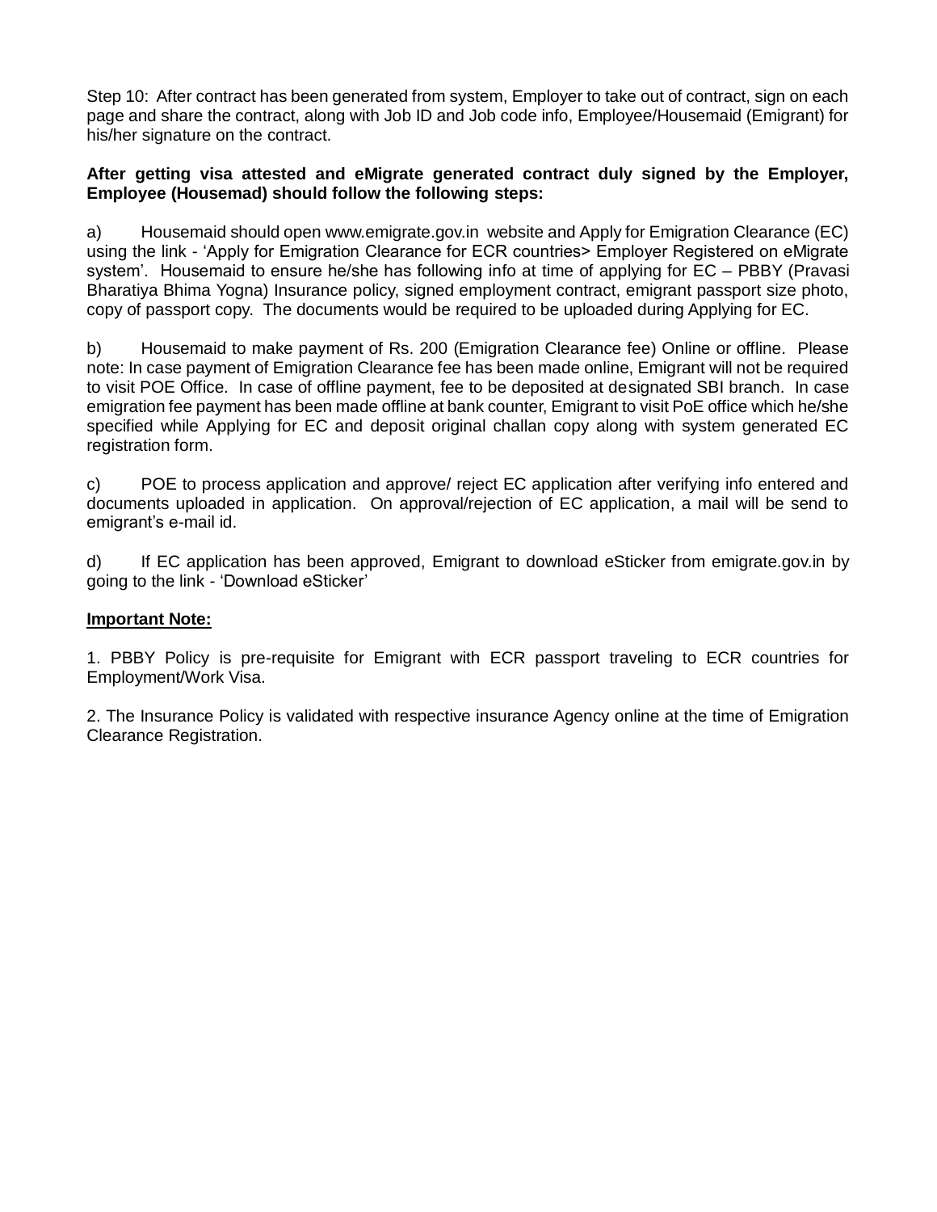Step 10: After contract has been generated from system, Employer to take out of contract, sign on each page and share the contract, along with Job ID and Job code info, Employee/Housemaid (Emigrant) for his/her signature on the contract.

**After getting visa attested and eMigrate generated contract duly signed by the Employer, Employee (Housemad) should follow the following steps:**

a) Housemaid should open www.emigrate.gov.in website and Apply for Emigration Clearance (EC) using the link - 'Apply for Emigration Clearance for ECR countries> Employer Registered on eMigrate system'. Housemaid to ensure he/she has following info at time of applying for EC – PBBY (Pravasi Bharatiya Bhima Yogna) Insurance policy, signed employment contract, emigrant passport size photo, copy of passport copy. The documents would be required to be uploaded during Applying for EC.

b) Housemaid to make payment of Rs. 200 (Emigration Clearance fee) Online or offline. Please note: In case payment of Emigration Clearance fee has been made online, Emigrant will not be required to visit POE Office. In case of offline payment, fee to be deposited at designated SBI branch. In case emigration fee payment has been made offline at bank counter, Emigrant to visit PoE office which he/she specified while Applying for EC and deposit original challan copy along with system generated EC registration form.

c) POE to process application and approve/ reject EC application after verifying info entered and documents uploaded in application. On approval/rejection of EC application, a mail will be send to emigrant's e-mail id.

d) If EC application has been approved, Emigrant to download eSticker from emigrate.gov.in by going to the link - 'Download eSticker'

**Important Note:**

1. PBBY Policy is pre-requisite for Emigrant with ECR passport traveling to ECR countries for Employment/Work Visa.

2. The Insurance Policy is validated with respective insurance Agency online at the time of Emigration Clearance Registration.